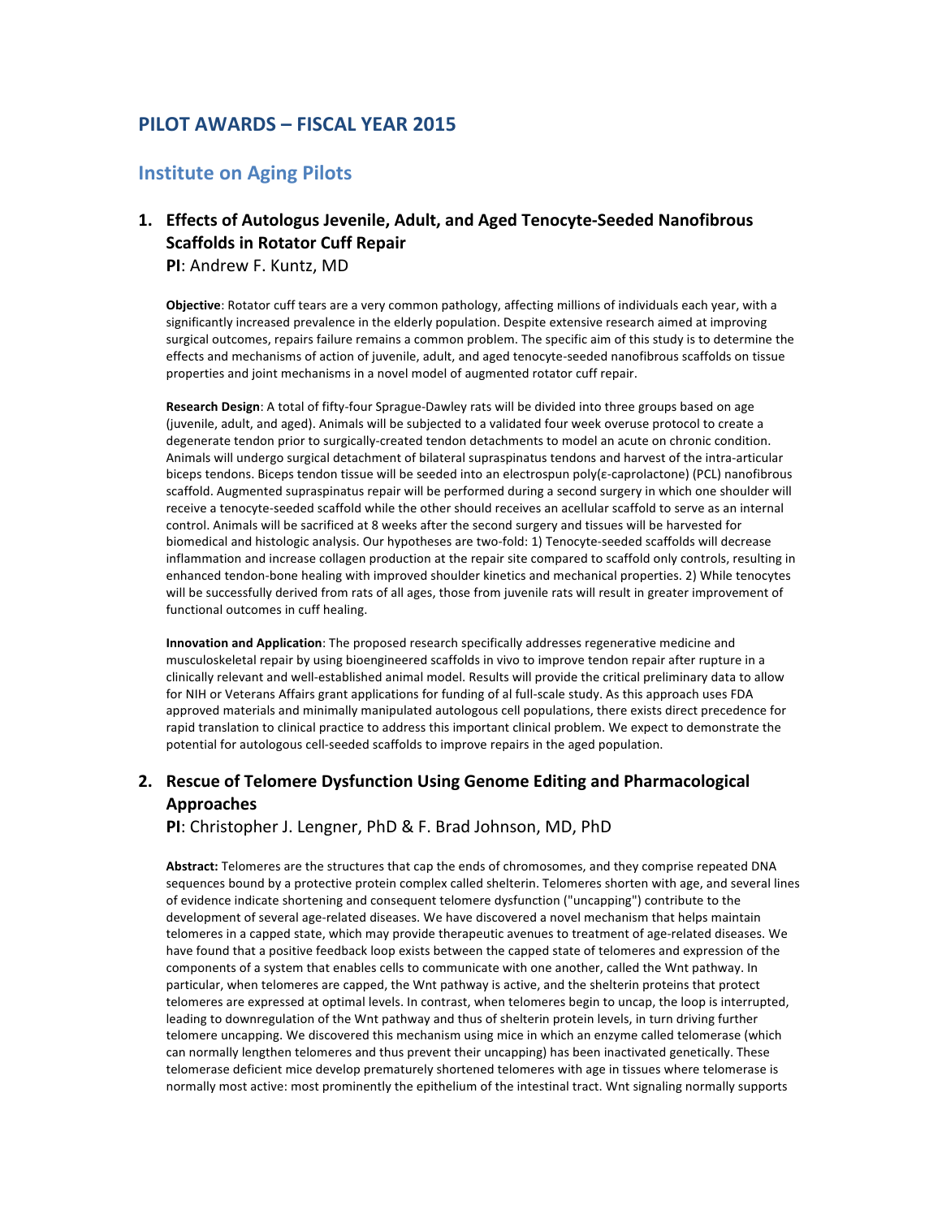## PILOT AWARDS – FISCAL YEAR 2015

### Institute on Aging Pilots

#### 1. Effects of Autologus Jevenile, Adult, and Aged Tenocyte-Seeded Nanofibrous Scaffolds in Rotator Cuff Repair

**PI**: Andrew F. Kuntz, MD

**Objective**: Rotator cuff tears are a very common pathology, affecting millions of individuals each year, with a significantly increased prevalence in the elderly population. Despite extensive research aimed at improving surgical outcomes, repairs failure remains a common problem. The specific aim of this study is to determine the effects and mechanisms of action of juvenile, adult, and aged tenocyte-seeded nanofibrous scaffolds on tissue properties and joint mechanisms in a novel model of augmented rotator cuff repair.

**Research Design**: A total of fifty-four Sprague-Dawley rats will be divided into three groups based on age (juvenile, adult, and aged). Animals will be subjected to a validated four week overuse protocol to create a degenerate tendon prior to surgically-created tendon detachments to model an acute on chronic condition. Animals will undergo surgical detachment of bilateral supraspinatus tendons and harvest of the intra-articular biceps tendons. Biceps tendon tissue will be seeded into an electrospun poly(ε-caprolactone) (PCL) nanofibrous scaffold. Augmented supraspinatus repair will be performed during a second surgery in which one shoulder will receive a tenocyte-seeded scaffold while the other should receives an acellular scaffold to serve as an internal control. Animals will be sacrificed at 8 weeks after the second surgery and tissues will be harvested for biomedical and histologic analysis. Our hypotheses are two-fold: 1) Tenocyte-seeded scaffolds will decrease inflammation and increase collagen production at the repair site compared to scaffold only controls, resulting in enhanced tendon-bone healing with improved shoulder kinetics and mechanical properties. 2) While tenocytes will be successfully derived from rats of all ages, those from juvenile rats will result in greater improvement of functional outcomes in cuff healing.

**Innovation and Application**: The proposed research specifically addresses regenerative medicine and musculoskeletal repair by using bioengineered scaffolds in vivo to improve tendon repair after rupture in a clinically relevant and well-established animal model. Results will provide the critical preliminary data to allow for NIH or Veterans Affairs grant applications for funding of al full-scale study. As this approach uses FDA approved materials and minimally manipulated autologous cell populations, there exists direct precedence for rapid translation to clinical practice to address this important clinical problem. We expect to demonstrate the potential for autologous cell-seeded scaffolds to improve repairs in the aged population.

#### 2. Rescue of Telomere Dysfunction Using Genome Editing and Pharmacological Approaches

**PI**: Christopher J. Lengner, PhD & F. Brad Johnson, MD, PhD

**Abstract:** Telomeres are the structures that cap the ends of chromosomes, and they comprise repeated DNA sequences bound by a protective protein complex called shelterin. Telomeres shorten with age, and several lines of evidence indicate shortening and consequent telomere dysfunction ("uncapping") contribute to the development of several age-related diseases. We have discovered a novel mechanism that helps maintain telomeres in a capped state, which may provide therapeutic avenues to treatment of age-related diseases. We have found that a positive feedback loop exists between the capped state of telomeres and expression of the components of a system that enables cells to communicate with one another, called the Wnt pathway. In particular, when telomeres are capped, the Wnt pathway is active, and the shelterin proteins that protect telomeres are expressed at optimal levels. In contrast, when telomeres begin to uncap, the loop is interrupted, leading to downregulation of the Wnt pathway and thus of shelterin protein levels, in turn driving further telomere uncapping. We discovered this mechanism using mice in which an enzyme called telomerase (which can normally lengthen telomeres and thus prevent their uncapping) has been inactivated genetically. These telomerase deficient mice develop prematurely shortened telomeres with age in tissues where telomerase is normally most active: most prominently the epithelium of the intestinal tract. Wnt signaling normally supports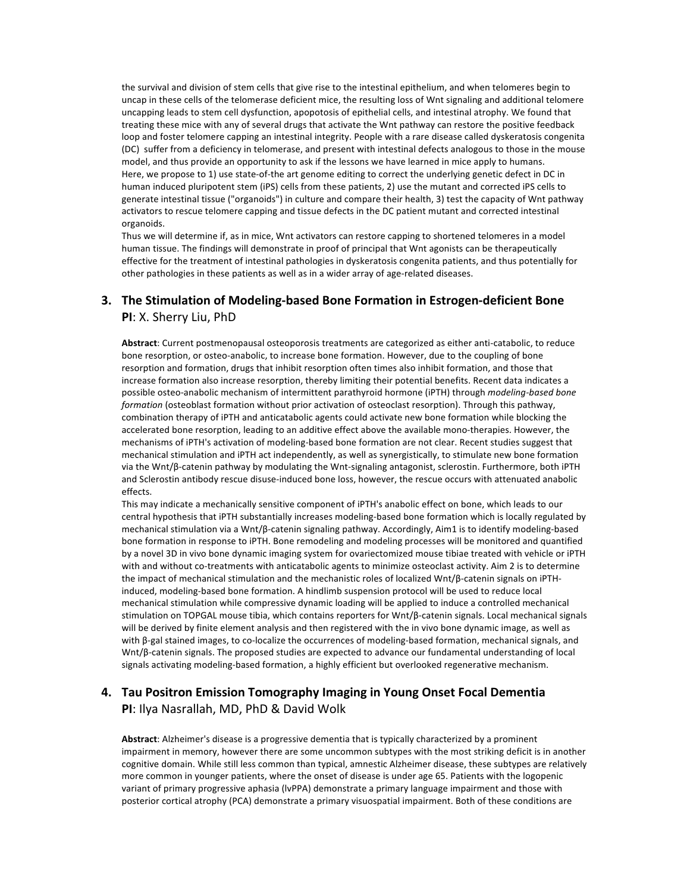the survival and division of stem cells that give rise to the intestinal epithelium, and when telomeres begin to uncap in these cells of the telomerase deficient mice, the resulting loss of Wnt signaling and additional telomere uncapping leads to stem cell dysfunction, apoptosis of epithelial cells, and intestinal atrophy. We found that treating these mice with any of several drugs that activate the Wnt pathway can restore the positive feedback loop and foster telomere capping an intestinal integrity. People with a rare disease called dyskeratosis congenita (DC) suffer from a deficiency in telomerase, and present with intestinal defects analogous to those in the mouse model, and thus provide an opportunity to ask if the lessons we have learned in mice apply to humans.
Here, we propose to 1) use state-of-the art genome editing to correct the underlying genetic defect in DC in human induced pluripotent stem (iPS) cells from these patients, 2) use the mutant and corrected iPS cells to generate intestinal tissue ("organoids") in culture and compare their health, 3) test the capacity of Wnt pathway activators to rescue telomere capping and tissue defects in the DC patient mutant and corrected intestinal organoids.
Thus we will determine if, as in mice, Wnt activators can restore capping to shortened telomeres in a model human tissue. The findings will demonstrate in proof of principal that Wnt agonists can be therapeutically effective for the treatment of intestinal pathologies in dyskeratosis congenita patients, and thus potentially for other pathologies in these patients as well as in a wider array of age-related diseases.

## 3. The Stimulation of Modeling-based Bone Formation in Estrogen-deficient Bone

**PI**: X. Sherry Liu, PhD

**Abstract**: Current postmenopausal osteoporosis treatments are categorized as either anti-catabolic, to reduce bone resorption, or osteo-anabolic, to increase bone formation. However, due to the coupling of bone resorption and formation, drugs that inhibit resorption often times also inhibit formation, and those that increase formation also increase resorption, thereby limiting their potential benefits. Recent data indicates a possible osteo-anabolic mechanism of intermittent parathyroid hormone (iPTH) through *modeling-based bone formation* (osteoblast formation without prior activation of osteoclast resorption). Through this pathway, combination therapy of iPTH and anticatabolic agents could activate new bone formation while blocking the accelerated bone resorption, leading to an additive effect above the available mono-therapies. However, the mechanisms of iPTH's activation of modeling-based bone formation are not clear. Recent studies suggest that mechanical stimulation and iPTH act independently, as well as synergistically, to stimulate new bone formation via the Wnt/β-catenin pathway by modulating the Wnt-signaling antagonist, sclerostin. Furthermore, both iPTH and Sclerostin antibody rescue disuse-induced bone loss, however, the rescue occurs with attenuated anabolic effects.
This may indicate a mechanically sensitive component of iPTH's anabolic effect on bone, which leads to our central hypothesis that iPTH substantially increases modeling-based bone formation which is locally regulated by mechanical stimulation via a Wnt/β-catenin signaling pathway. Accordingly, Aim1 is to identify modeling-based bone formation in response to iPTH. Bone remodeling and modeling processes will be monitored and quantified by a novel 3D in vivo bone dynamic imaging system for ovariectomized mouse tibiae treated with vehicle or iPTH with and without co-treatments with anticatabolic agents to minimize osteoclast activity. Aim 2 is to determine the impact of mechanical stimulation and the mechanistic roles of localized Wnt/β-catenin signals on iPTH-induced, modeling-based bone formation. A hindlimb suspension protocol will be used to reduce local mechanical stimulation while compressive dynamic loading will be applied to induce a controlled mechanical stimulation on TOPGAL mouse tibia, which contains reporters for Wnt/β-catenin signals. Local mechanical signals will be derived by finite element analysis and then registered with the in vivo bone dynamic image, as well as with β-gal stained images, to co-localize the occurrences of modeling-based formation, mechanical signals, and Wnt/β-catenin signals. The proposed studies are expected to advance our fundamental understanding of local signals activating modeling-based formation, a highly efficient but overlooked regenerative mechanism.

## 4. Tau Positron Emission Tomography Imaging in Young Onset Focal Dementia

**PI**: Ilya Nasrallah, MD, PhD & David Wolk

**Abstract**: Alzheimer's disease is a progressive dementia that is typically characterized by a prominent impairment in memory, however there are some uncommon subtypes with the most striking deficit is in another cognitive domain. While still less common than typical, amnestic Alzheimer disease, these subtypes are relatively more common in younger patients, where the onset of disease is under age 65. Patients with the logopenic variant of primary progressive aphasia (lvPPA) demonstrate a primary language impairment and those with posterior cortical atrophy (PCA) demonstrate a primary visuospatial impairment. Both of these conditions are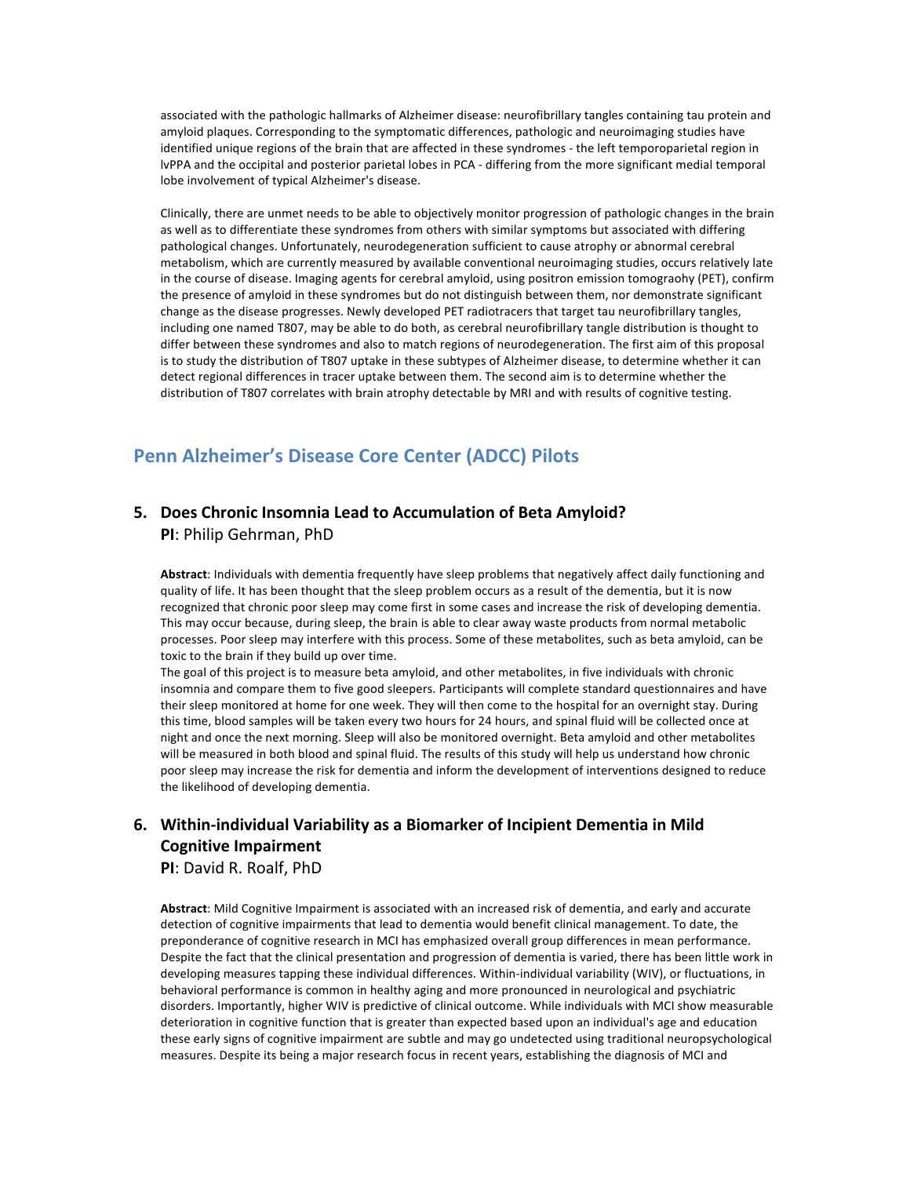associated with the pathologic hallmarks of Alzheimer disease: neurofibrillary tangles containing tau protein and amyloid plaques. Corresponding to the symptomatic differences, pathologic and neuroimaging studies have identified unique regions of the brain that are affected in these syndromes - the left temporoparietal region in lvPPA and the occipital and posterior parietal lobes in PCA - differing from the more significant medial temporal lobe involvement of typical Alzheimer's disease.

Clinically, there are unmet needs to be able to objectively monitor progression of pathologic changes in the brain as well as to differentiate these syndromes from others with similar symptoms but associated with differing pathological changes. Unfortunately, neurodegeneration sufficient to cause atrophy or abnormal cerebral metabolism, which are currently measured by available conventional neuroimaging studies, occurs relatively late in the course of disease. Imaging agents for cerebral amyloid, using positron emission tomograohy (PET), confirm the presence of amyloid in these syndromes but do not distinguish between them, nor demonstrate significant change as the disease progresses. Newly developed PET radiotracers that target tau neurofibrillary tangles, including one named T807, may be able to do both, as cerebral neurofibrillary tangle distribution is thought to differ between these syndromes and also to match regions of neurodegeneration. The first aim of this proposal is to study the distribution of T807 uptake in these subtypes of Alzheimer disease, to determine whether it can detect regional differences in tracer uptake between them. The second aim is to determine whether the distribution of T807 correlates with brain atrophy detectable by MRI and with results of cognitive testing.

## Penn Alzheimer's Disease Core Center (ADCC) Pilots

### 5. Does Chronic Insomnia Lead to Accumulation of Beta Amyloid?

**PI**: Philip Gehrman, PhD

**Abstract**: Individuals with dementia frequently have sleep problems that negatively affect daily functioning and quality of life. It has been thought that the sleep problem occurs as a result of the dementia, but it is now recognized that chronic poor sleep may come first in some cases and increase the risk of developing dementia. This may occur because, during sleep, the brain is able to clear away waste products from normal metabolic processes. Poor sleep may interfere with this process. Some of these metabolites, such as beta amyloid, can be toxic to the brain if they build up over time.

The goal of this project is to measure beta amyloid, and other metabolites, in five individuals with chronic insomnia and compare them to five good sleepers. Participants will complete standard questionnaires and have their sleep monitored at home for one week. They will then come to the hospital for an overnight stay. During this time, blood samples will be taken every two hours for 24 hours, and spinal fluid will be collected once at night and once the next morning. Sleep will also be monitored overnight. Beta amyloid and other metabolites will be measured in both blood and spinal fluid. The results of this study will help us understand how chronic poor sleep may increase the risk for dementia and inform the development of interventions designed to reduce the likelihood of developing dementia.

### 6. Within-individual Variability as a Biomarker of Incipient Dementia in Mild Cognitive Impairment

**PI**: David R. Roalf, PhD

**Abstract**: Mild Cognitive Impairment is associated with an increased risk of dementia, and early and accurate detection of cognitive impairments that lead to dementia would benefit clinical management. To date, the preponderance of cognitive research in MCI has emphasized overall group differences in mean performance. Despite the fact that the clinical presentation and progression of dementia is varied, there has been little work in developing measures tapping these individual differences. Within-individual variability (WIV), or fluctuations, in behavioral performance is common in healthy aging and more pronounced in neurological and psychiatric disorders. Importantly, higher WIV is predictive of clinical outcome. While individuals with MCI show measurable deterioration in cognitive function that is greater than expected based upon an individual's age and education these early signs of cognitive impairment are subtle and may go undetected using traditional neuropsychological measures. Despite its being a major research focus in recent years, establishing the diagnosis of MCI and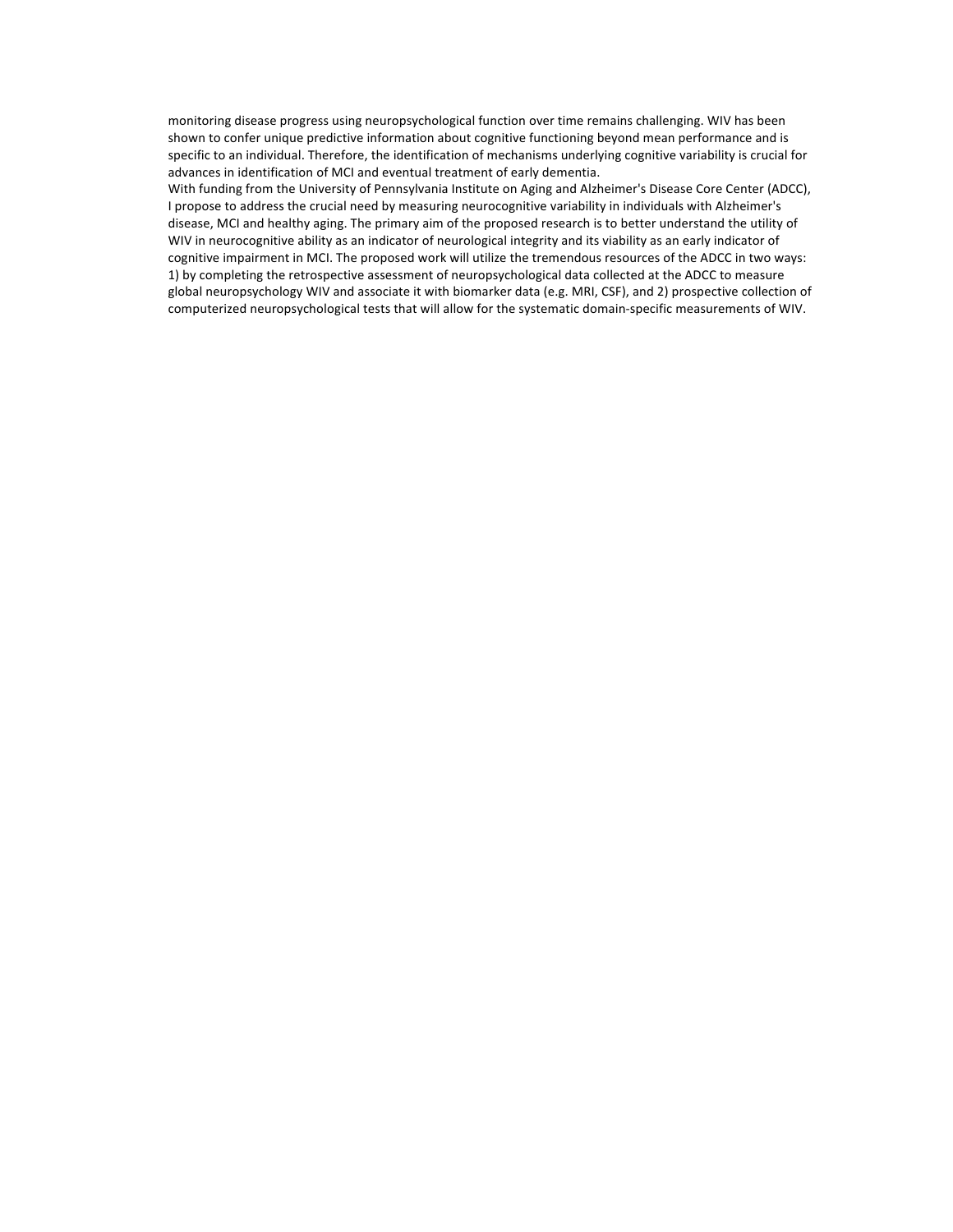monitoring disease progress using neuropsychological function over time remains challenging. WIV has been shown to confer unique predictive information about cognitive functioning beyond mean performance and is specific to an individual. Therefore, the identification of mechanisms underlying cognitive variability is crucial for advances in identification of MCI and eventual treatment of early dementia.

With funding from the University of Pennsylvania Institute on Aging and Alzheimer's Disease Core Center (ADCC), I propose to address the crucial need by measuring neurocognitive variability in individuals with Alzheimer's disease, MCI and healthy aging. The primary aim of the proposed research is to better understand the utility of WIV in neurocognitive ability as an indicator of neurological integrity and its viability as an early indicator of cognitive impairment in MCI. The proposed work will utilize the tremendous resources of the ADCC in two ways: 1) by completing the retrospective assessment of neuropsychological data collected at the ADCC to measure global neuropsychology WIV and associate it with biomarker data (e.g. MRI, CSF), and 2) prospective collection of computerized neuropsychological tests that will allow for the systematic domain-specific measurements of WIV.